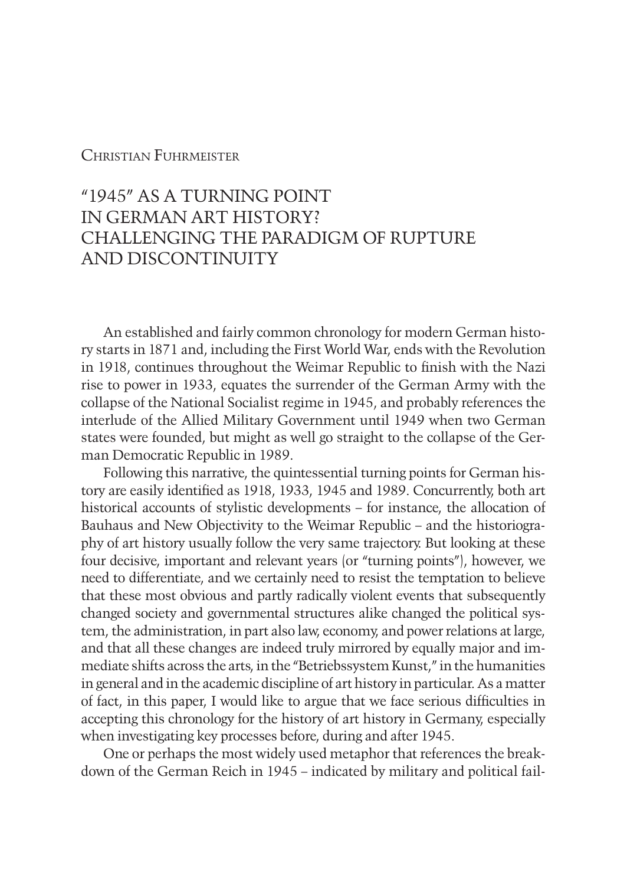Christian Fuhrmeister

# "1945" AS A TURNING POINT IN GERMAN ART HISTORY? CHALLENGING THE PARADIGM OF RUPTURE AND DISCONTINUITY

An established and fairly common chronology for modern German history starts in 1871 and, including the First World War, ends with the Revolution in 1918, continues throughout the Weimar Republic to finish with the Nazi rise to power in 1933, equates the surrender of the German Army with the collapse of the National Socialist regime in 1945, and probably references the interlude of the Allied Military Government until 1949 when two German states were founded, but might as well go straight to the collapse of the German Democratic Republic in 1989.

Following this narrative, the quintessential turning points for German history are easily identified as 1918, 1933, 1945 and 1989. Concurrently, both art historical accounts of stylistic developments – for instance, the allocation of Bauhaus and New Objectivity to the Weimar Republic – and the historiography of art history usually follow the very same trajectory. But looking at these four decisive, important and relevant years (or "turning points"), however, we need to differentiate, and we certainly need to resist the temptation to believe that these most obvious and partly radically violent events that subsequently changed society and governmental structures alike changed the political system, the administration, in part also law, economy, and power relations at large, and that all these changes are indeed truly mirrored by equally major and immediate shifts across the arts, in the "Betriebssystem Kunst," in the humanities in general and in the academic discipline of art history in particular. As a matter of fact, in this paper, I would like to argue that we face serious difficulties in accepting this chronology for the history of art history in Germany, especially when investigating key processes before, during and after 1945.

One or perhaps the most widely used metaphor that references the breakdown of the German Reich in 1945 – indicated by military and political fail-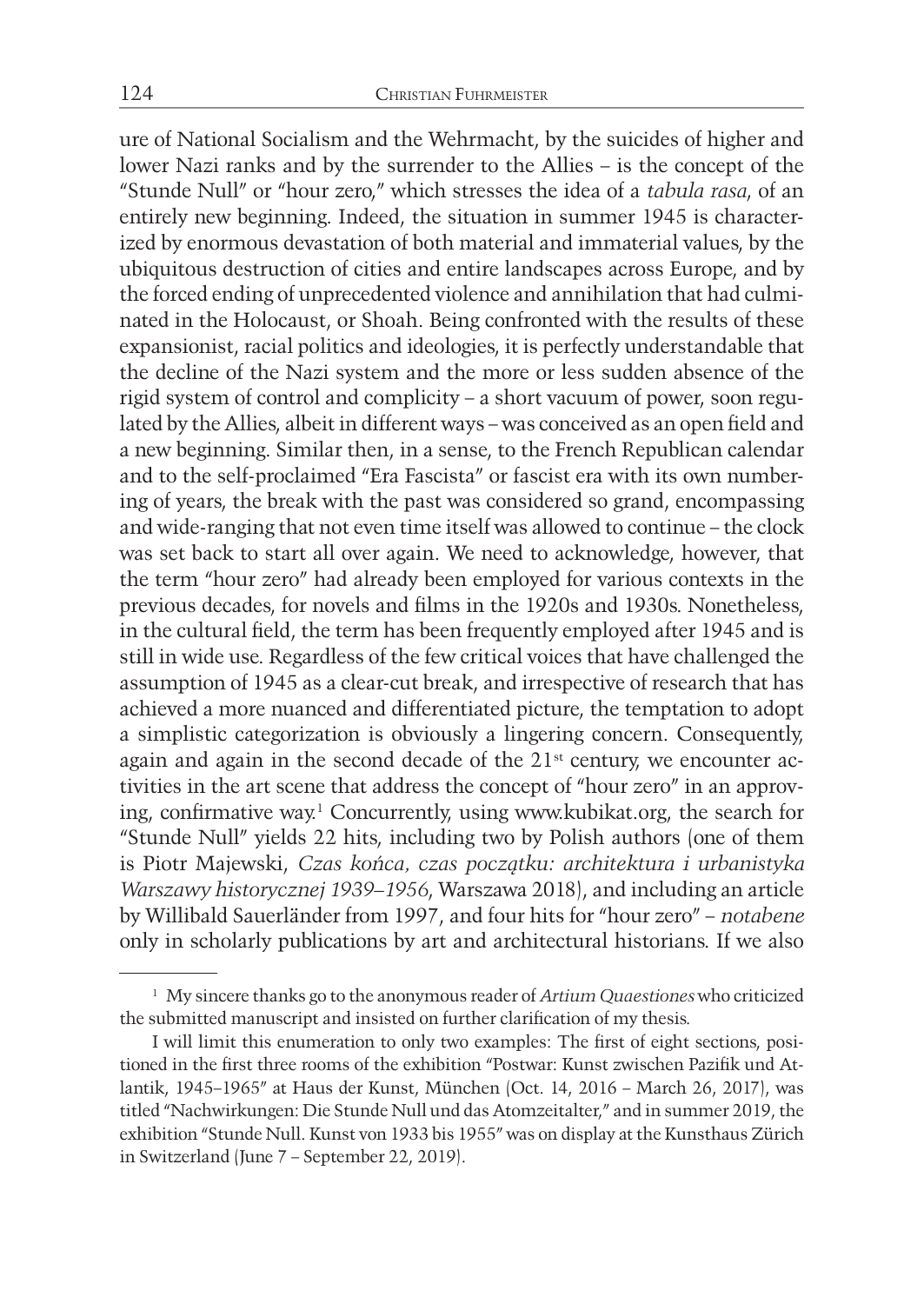ure of National Socialism and the Wehrmacht, by the suicides of higher and lower Nazi ranks and by the surrender to the Allies – is the concept of the "Stunde Null" or "hour zero," which stresses the idea of a *tabula rasa*, of an entirely new beginning. Indeed, the situation in summer 1945 is characterized by enormous devastation of both material and immaterial values, by the ubiquitous destruction of cities and entire landscapes across Europe, and by the forced ending of unprecedented violence and annihilation that had culminated in the Holocaust, or Shoah. Being confronted with the results of these expansionist, racial politics and ideologies, it is perfectly understandable that the decline of the Nazi system and the more or less sudden absence of the rigid system of control and complicity – a short vacuum of power, soon regulated by the Allies, albeit in different ways – was conceived as an open field and a new beginning. Similar then, in a sense, to the French Republican calendar and to the self-proclaimed "Era Fascista" or fascist era with its own numbering of years, the break with the past was considered so grand, encompassing and wide-ranging that not even time itself was allowed to continue – the clock was set back to start all over again. We need to acknowledge, however, that the term "hour zero" had already been employed for various contexts in the previous decades, for novels and films in the 1920s and 1930s. Nonetheless, in the cultural field, the term has been frequently employed after 1945 and is still in wide use. Regardless of the few critical voices that have challenged the assumption of 1945 as a clear-cut break, and irrespective of research that has achieved a more nuanced and differentiated picture, the temptation to adopt a simplistic categorization is obviously a lingering concern. Consequently, again and again in the second decade of the 21st century, we encounter activities in the art scene that address the concept of "hour zero" in an approving, confirmative way.[1] Concurrently, using www.kubikat.org, the search for "Stunde Null" yields 22 hits, including two by Polish authors (one of them is Piotr Majewski, *Czas końca, czas początku: architektura i urbanistyka Warszawy historycznej 1939–1956*, Warszawa 2018), and including an article by Willibald Sauerländer from 1997, and four hits for "hour zero" – *notabene* only in scholarly publications by art and architectural historians. If we also

---

[1] My sincere thanks go to the anonymous reader of *Artium Quaestiones* who criticized the submitted manuscript and insisted on further clarification of my thesis.

I will limit this enumeration to only two examples: The first of eight sections, positioned in the first three rooms of the exhibition "Postwar: Kunst zwischen Pazifik und Atlantik, 1945–1965" at Haus der Kunst, München (Oct. 14, 2016 – March 26, 2017), was titled "Nachwirkungen: Die Stunde Null und das Atomzeitalter," and in summer 2019, the exhibition "Stunde Null. Kunst von 1933 bis 1955" was on display at the Kunsthaus Zürich in Switzerland (June 7 – September 22, 2019).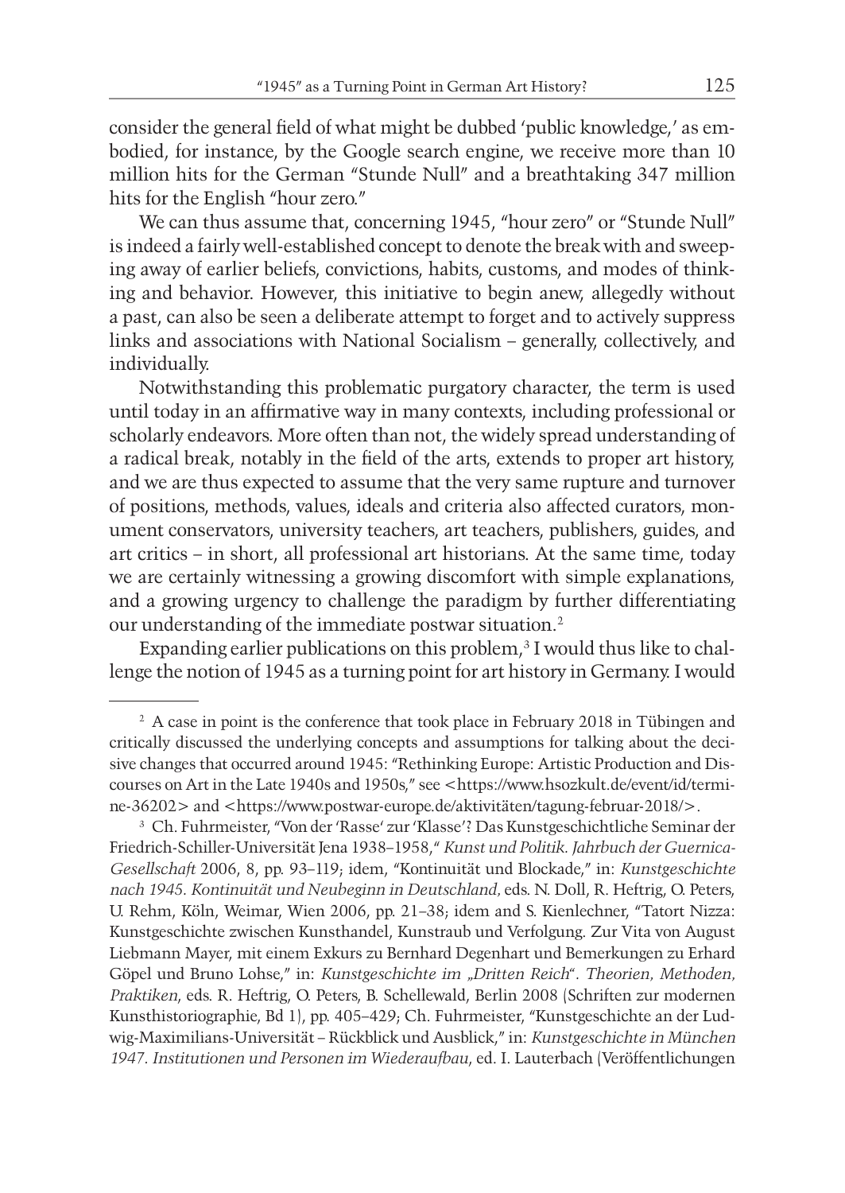consider the general field of what might be dubbed 'public knowledge,' as embodied, for instance, by the Google search engine, we receive more than 10 million hits for the German "Stunde Null" and a breathtaking 347 million hits for the English "hour zero."

We can thus assume that, concerning 1945, "hour zero" or "Stunde Null" is indeed a fairly well-established concept to denote the break with and sweeping away of earlier beliefs, convictions, habits, customs, and modes of thinking and behavior. However, this initiative to begin anew, allegedly without a past, can also be seen a deliberate attempt to forget and to actively suppress links and associations with National Socialism – generally, collectively, and individually.

Notwithstanding this problematic purgatory character, the term is used until today in an affirmative way in many contexts, including professional or scholarly endeavors. More often than not, the widely spread understanding of a radical break, notably in the field of the arts, extends to proper art history, and we are thus expected to assume that the very same rupture and turnover of positions, methods, values, ideals and criteria also affected curators, monument conservators, university teachers, art teachers, publishers, guides, and art critics – in short, all professional art historians. At the same time, today we are certainly witnessing a growing discomfort with simple explanations, and a growing urgency to challenge the paradigm by further differentiating our understanding of the immediate postwar situation.[2]

Expanding earlier publications on this problem,[3] I would thus like to challenge the notion of 1945 as a turning point for art history in Germany. I would

---

[2] A case in point is the conference that took place in February 2018 in Tübingen and critically discussed the underlying concepts and assumptions for talking about the decisive changes that occurred around 1945: "Rethinking Europe: Artistic Production and Discourses on Art in the Late 1940s and 1950s," see <https://www.hsozkult.de/event/id/termine-36202> and <https://www.postwar-europe.de/aktivitäten/tagung-februar-2018/>.

[3] Ch. Fuhrmeister, "Von der 'Rasse' zur 'Klasse'? Das Kunstgeschichtliche Seminar der Friedrich-Schiller-Universität Jena 1938–1958," *Kunst und Politik. Jahrbuch der Guernica-Gesellschaft* 2006, 8, pp. 93–119; idem, "Kontinuität und Blockade," in: *Kunstgeschichte nach 1945. Kontinuität und Neubeginn in Deutschland*, eds. N. Doll, R. Heftrig, O. Peters, U. Rehm, Köln, Weimar, Wien 2006, pp. 21–38; idem and S. Kienlechner, "Tatort Nizza: Kunstgeschichte zwischen Kunsthandel, Kunstraub und Verfolgung. Zur Vita von August Liebmann Mayer, mit einem Exkurs zu Bernhard Degenhart und Bemerkungen zu Erhard Göpel und Bruno Lohse," in: *Kunstgeschichte im „Dritten Reich". Theorien, Methoden, Praktiken*, eds. R. Heftrig, O. Peters, B. Schellewald, Berlin 2008 (Schriften zur modernen Kunsthistoriographie, Bd 1), pp. 405–429; Ch. Fuhrmeister, "Kunstgeschichte an der Ludwig-Maximilians-Universität – Rückblick und Ausblick," in: *Kunstgeschichte in München 1947. Institutionen und Personen im Wiederaufbau*, ed. I. Lauterbach (Veröffentlichungen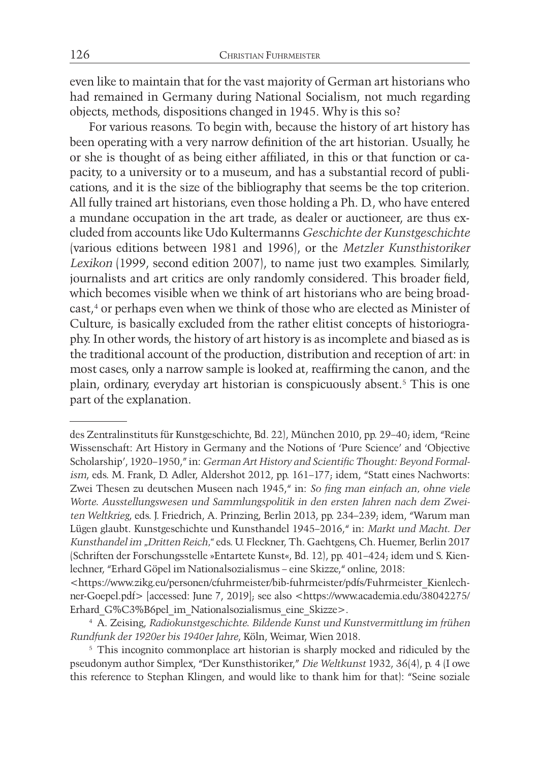even like to maintain that for the vast majority of German art historians who had remained in Germany during National Socialism, not much regarding objects, methods, dispositions changed in 1945. Why is this so?

For various reasons. To begin with, because the history of art history has been operating with a very narrow definition of the art historian. Usually, he or she is thought of as being either affiliated, in this or that function or capacity, to a university or to a museum, and has a substantial record of publications, and it is the size of the bibliography that seems be the top criterion. All fully trained art historians, even those holding a Ph. D., who have entered a mundane occupation in the art trade, as dealer or auctioneer, are thus excluded from accounts like Udo Kultermanns *Geschichte der Kunstgeschichte* (various editions between 1981 and 1996), or the *Metzler Kunsthistoriker Lexikon* (1999, second edition 2007), to name just two examples. Similarly, journalists and art critics are only randomly considered. This broader field, which becomes visible when we think of art historians who are being broadcast,[4] or perhaps even when we think of those who are elected as Minister of Culture, is basically excluded from the rather elitist concepts of historiography. In other words, the history of art history is as incomplete and biased as is the traditional account of the production, distribution and reception of art: in most cases, only a narrow sample is looked at, reaffirming the canon, and the plain, ordinary, everyday art historian is conspicuously absent.[5] This is one part of the explanation.

---

des Zentralinstituts für Kunstgeschichte, Bd. 22), München 2010, pp. 29–40; idem, "Reine Wissenschaft: Art History in Germany and the Notions of 'Pure Science' and 'Objective Scholarship', 1920–1950," in: *German Art History and Scientific Thought: Beyond Formalism*, eds. M. Frank, D. Adler, Aldershot 2012, pp. 161–177; idem, "Statt eines Nachworts: Zwei Thesen zu deutschen Museen nach 1945," in: *So fing man einfach an, ohne viele Worte. Ausstellungswesen und Sammlungspolitik in den ersten Jahren nach dem Zweiten Weltkrieg*, eds. J. Friedrich, A. Prinzing, Berlin 2013, pp. 234–239; idem, "Warum man Lügen glaubt. Kunstgeschichte und Kunsthandel 1945–2016," in: *Markt und Macht. Der Kunsthandel im „Dritten Reich,"* eds. U. Fleckner, Th. Gaehtgens, Ch. Huemer, Berlin 2017 (Schriften der Forschungsstelle »Entartete Kunst«, Bd. 12), pp. 401–424; idem und S. Kienlechner, "Erhard Göpel im Nationalsozialismus – eine Skizze," online, 2018: <https://www.zikg.eu/personen/cfuhrmeister/bib-fuhrmeister/pdfs/Fuhrmeister_Kienlechner-Goepel.pdf> [accessed: June 7, 2019]; see also <https://www.academia.edu/38042275/Erhard_G%C3%B6pel_im_Nationalsozialismus_eine_Skizze>.

[4] A. Zeising, *Radiokunstgeschichte. Bildende Kunst und Kunstvermittlung im frühen Rundfunk der 1920er bis 1940er Jahre*, Köln, Weimar, Wien 2018.

[5] This incognito commonplace art historian is sharply mocked and ridiculed by the pseudonym author Simplex, "Der Kunsthistoriker," *Die Weltkunst* 1932, 36(4), p. 4 (I owe this reference to Stephan Klingen, and would like to thank him for that): "Seine soziale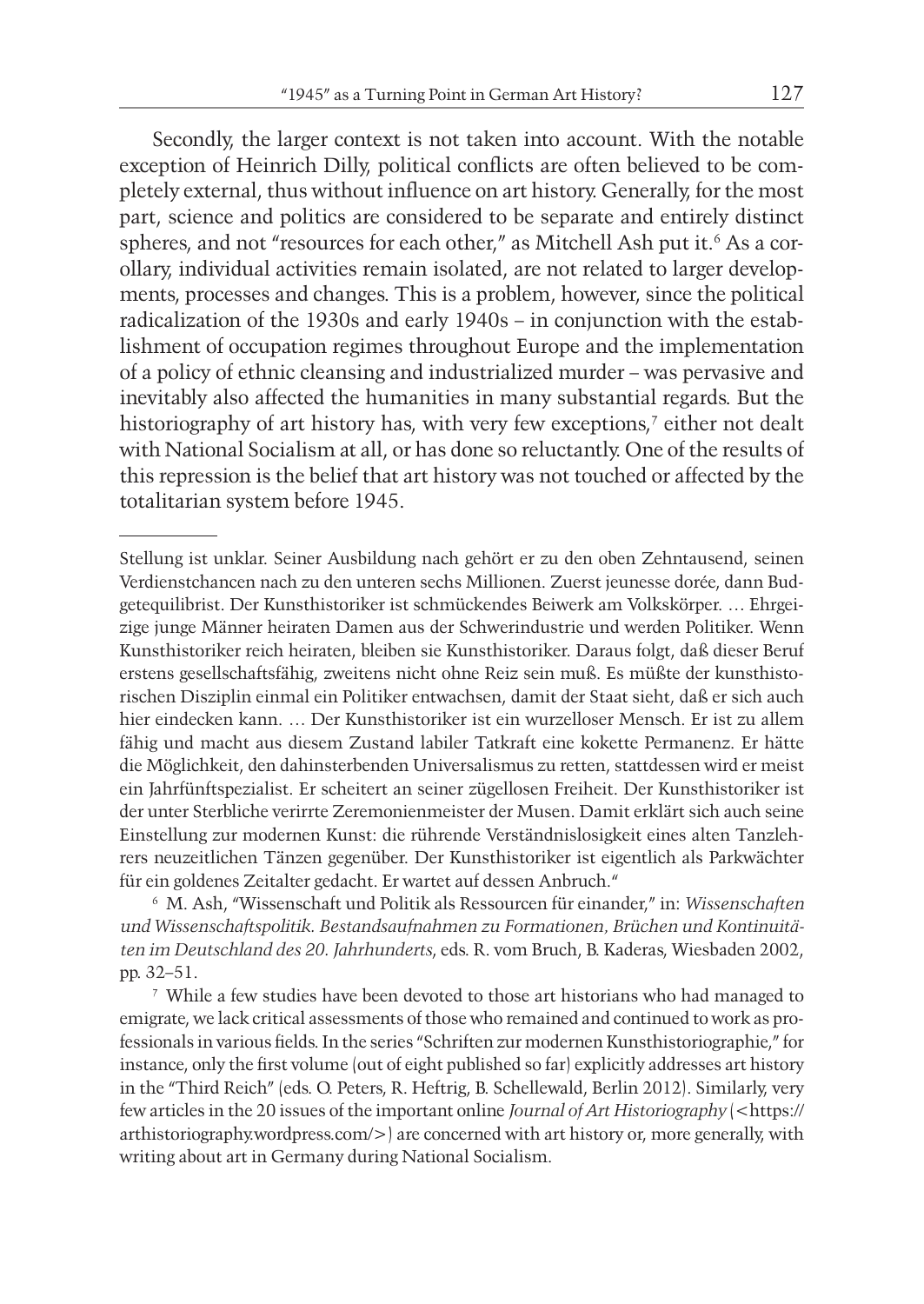Secondly, the larger context is not taken into account. With the notable exception of Heinrich Dilly, political conflicts are often believed to be completely external, thus without influence on art history. Generally, for the most part, science and politics are considered to be separate and entirely distinct spheres, and not "resources for each other," as Mitchell Ash put it.[6] As a corollary, individual activities remain isolated, are not related to larger developments, processes and changes. This is a problem, however, since the political radicalization of the 1930s and early 1940s – in conjunction with the establishment of occupation regimes throughout Europe and the implementation of a policy of ethnic cleansing and industrialized murder – was pervasive and inevitably also affected the humanities in many substantial regards. But the historiography of art history has, with very few exceptions,[7] either not dealt with National Socialism at all, or has done so reluctantly. One of the results of this repression is the belief that art history was not touched or affected by the totalitarian system before 1945.

---

Stellung ist unklar. Seiner Ausbildung nach gehört er zu den oben Zehntausend, seinen Verdienstchancen nach zu den unteren sechs Millionen. Zuerst jeunesse dorée, dann Budgetequilibrist. Der Kunsthistoriker ist schmückendes Beiwerk am Volkskörper. … Ehrgeizige junge Männer heiraten Damen aus der Schwerindustrie und werden Politiker. Wenn Kunsthistoriker reich heiraten, bleiben sie Kunsthistoriker. Daraus folgt, daß dieser Beruf erstens gesellschaftsfähig, zweitens nicht ohne Reiz sein muß. Es müßte der kunsthistorischen Disziplin einmal ein Politiker entwachsen, damit der Staat sieht, daß er sich auch hier eindecken kann. … Der Kunsthistoriker ist ein wurzelloser Mensch. Er ist zu allem fähig und macht aus diesem Zustand labiler Tatkraft eine kokette Permanenz. Er hätte die Möglichkeit, den dahinsterbenden Universalismus zu retten, stattdessen wird er meist ein Jahrfünftspezialist. Er scheitert an seiner zügellosen Freiheit. Der Kunsthistoriker ist der unter Sterbliche verirrte Zeremonienmeister der Musen. Damit erklärt sich auch seine Einstellung zur modernen Kunst: die rührende Verständnislosigkeit eines alten Tanzlehrers neuzeitlichen Tänzen gegenüber. Der Kunsthistoriker ist eigentlich als Parkwächter für ein goldenes Zeitalter gedacht. Er wartet auf dessen Anbruch."

[6] M. Ash, "Wissenschaft und Politik als Ressourcen für einander," in: *Wissenschaften und Wissenschaftspolitik. Bestandsaufnahmen zu Formationen, Brüchen und Kontinuitäten im Deutschland des 20. Jahrhunderts*, eds. R. vom Bruch, B. Kaderas, Wiesbaden 2002, pp. 32–51.

[7] While a few studies have been devoted to those art historians who had managed to emigrate, we lack critical assessments of those who remained and continued to work as professionals in various fields. In the series "Schriften zur modernen Kunsthistoriographie," for instance, only the first volume (out of eight published so far) explicitly addresses art history in the "Third Reich" (eds. O. Peters, R. Heftrig, B. Schellewald, Berlin 2012). Similarly, very few articles in the 20 issues of the important online *Journal of Art Historiography* (<https://arthistoriography.wordpress.com/>) are concerned with art history or, more generally, with writing about art in Germany during National Socialism.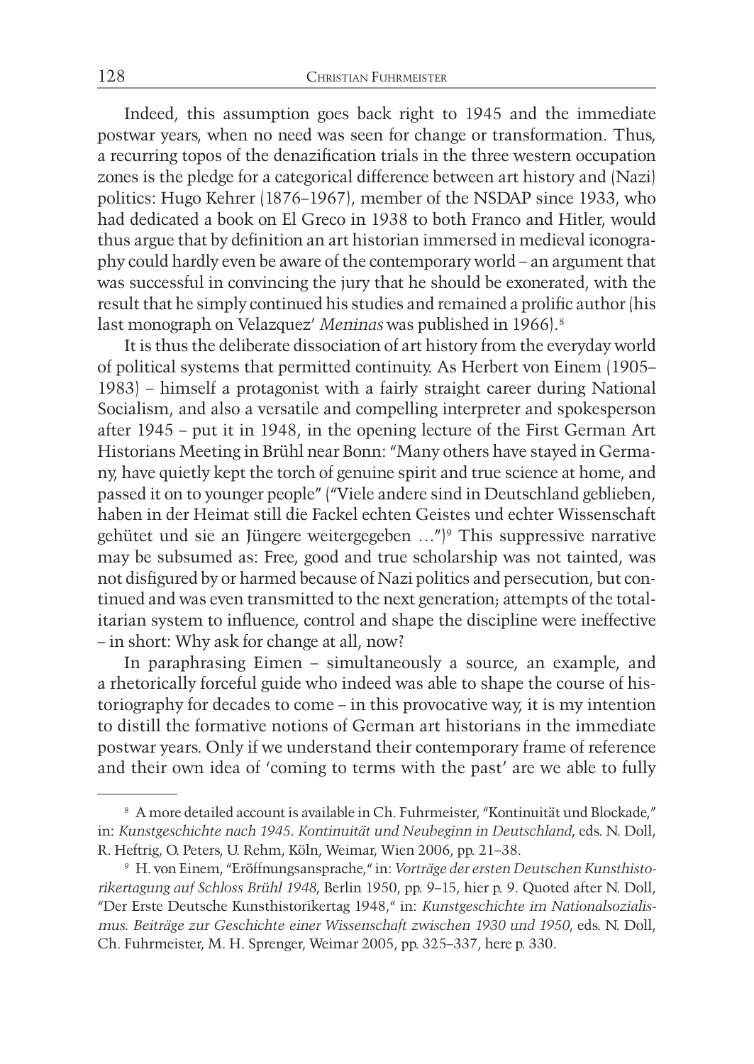Indeed, this assumption goes back right to 1945 and the immediate postwar years, when no need was seen for change or transformation. Thus, a recurring topos of the denazification trials in the three western occupation zones is the pledge for a categorical difference between art history and (Nazi) politics: Hugo Kehrer (1876–1967), member of the NSDAP since 1933, who had dedicated a book on El Greco in 1938 to both Franco and Hitler, would thus argue that by definition an art historian immersed in medieval iconography could hardly even be aware of the contemporary world – an argument that was successful in convincing the jury that he should be exonerated, with the result that he simply continued his studies and remained a prolific author (his last monograph on Velazquez' *Meninas* was published in 1966).[8]

It is thus the deliberate dissociation of art history from the everyday world of political systems that permitted continuity. As Herbert von Einem (1905–1983) – himself a protagonist with a fairly straight career during National Socialism, and also a versatile and compelling interpreter and spokesperson after 1945 – put it in 1948, in the opening lecture of the First German Art Historians Meeting in Brühl near Bonn: "Many others have stayed in Germany, have quietly kept the torch of genuine spirit and true science at home, and passed it on to younger people" ("Viele andere sind in Deutschland geblieben, haben in der Heimat still die Fackel echten Geistes und echter Wissenschaft gehütet und sie an Jüngere weitergegeben …")[9] This suppressive narrative may be subsumed as: Free, good and true scholarship was not tainted, was not disfigured by or harmed because of Nazi politics and persecution, but continued and was even transmitted to the next generation; attempts of the totalitarian system to influence, control and shape the discipline were ineffective – in short: Why ask for change at all, now?

In paraphrasing Eimen – simultaneously a source, an example, and a rhetorically forceful guide who indeed was able to shape the course of historiography for decades to come – in this provocative way, it is my intention to distill the formative notions of German art historians in the immediate postwar years. Only if we understand their contemporary frame of reference and their own idea of 'coming to terms with the past' are we able to fully

---

[8] A more detailed account is available in Ch. Fuhrmeister, "Kontinuität und Blockade," in: *Kunstgeschichte nach 1945. Kontinuität und Neubeginn in Deutschland*, eds. N. Doll, R. Heftrig, O. Peters, U. Rehm, Köln, Weimar, Wien 2006, pp. 21–38.

[9] H. von Einem, "Eröffnungsansprache," in: *Vorträge der ersten Deutschen Kunsthistorikertagung auf Schloss Brühl 1948*, Berlin 1950, pp. 9–15, hier p. 9. Quoted after N. Doll, "Der Erste Deutsche Kunsthistorikertag 1948," in: *Kunstgeschichte im Nationalsozialismus. Beiträge zur Geschichte einer Wissenschaft zwischen 1930 und 1950*, eds. N. Doll, Ch. Fuhrmeister, M. H. Sprenger, Weimar 2005, pp. 325–337, here p. 330.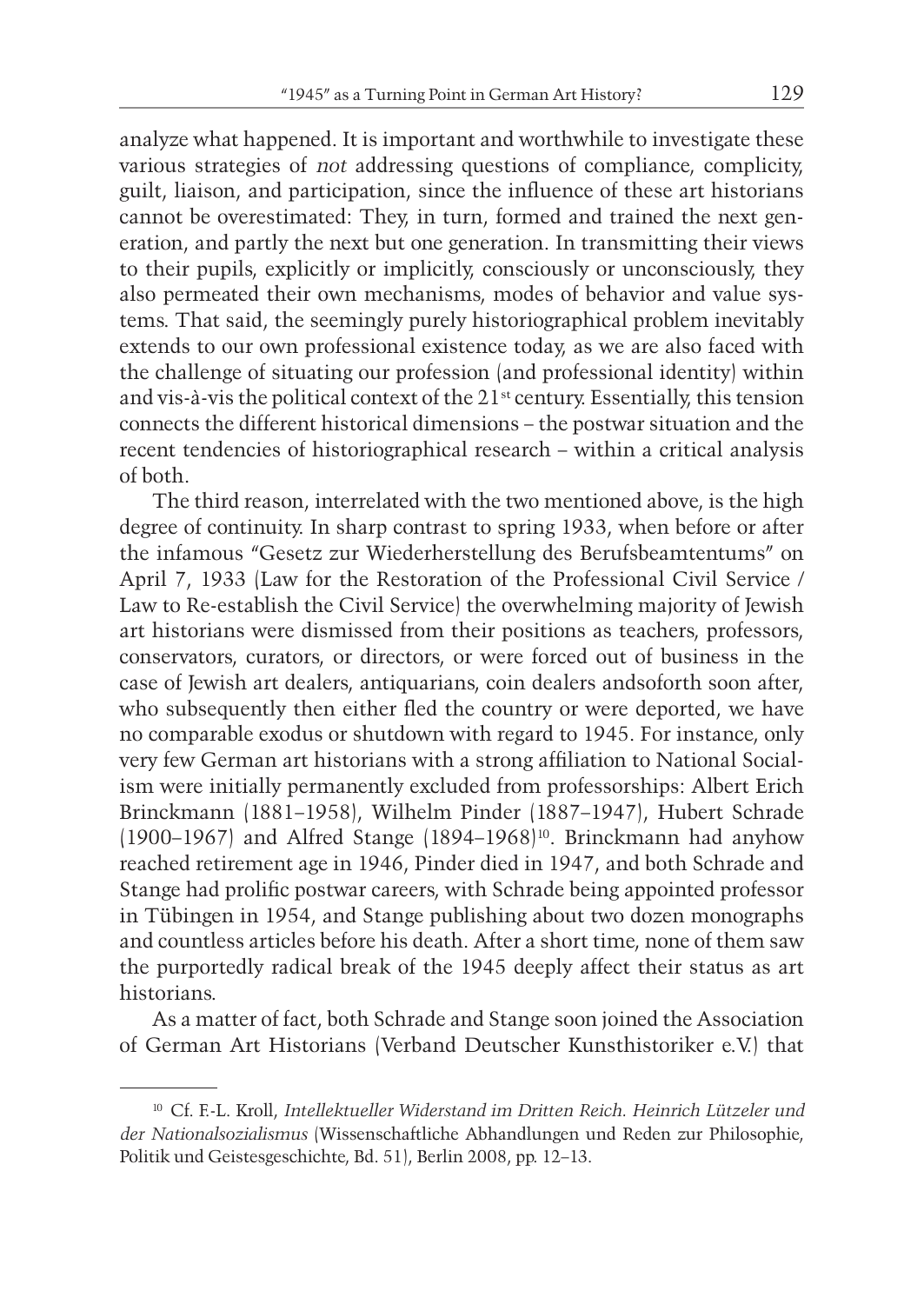analyze what happened. It is important and worthwhile to investigate these various strategies of *not* addressing questions of compliance, complicity, guilt, liaison, and participation, since the influence of these art historians cannot be overestimated: They, in turn, formed and trained the next generation, and partly the next but one generation. In transmitting their views to their pupils, explicitly or implicitly, consciously or unconsciously, they also permeated their own mechanisms, modes of behavior and value systems. That said, the seemingly purely historiographical problem inevitably extends to our own professional existence today, as we are also faced with the challenge of situating our profession (and professional identity) within and vis-à-vis the political context of the 21st century. Essentially, this tension connects the different historical dimensions – the postwar situation and the recent tendencies of historiographical research – within a critical analysis of both.

The third reason, interrelated with the two mentioned above, is the high degree of continuity. In sharp contrast to spring 1933, when before or after the infamous "Gesetz zur Wiederherstellung des Berufsbeamtentums" on April 7, 1933 (Law for the Restoration of the Professional Civil Service / Law to Re-establish the Civil Service) the overwhelming majority of Jewish art historians were dismissed from their positions as teachers, professors, conservators, curators, or directors, or were forced out of business in the case of Jewish art dealers, antiquarians, coin dealers andsoforth soon after, who subsequently then either fled the country or were deported, we have no comparable exodus or shutdown with regard to 1945. For instance, only very few German art historians with a strong affiliation to National Socialism were initially permanently excluded from professorships: Albert Erich Brinckmann (1881–1958), Wilhelm Pinder (1887–1947), Hubert Schrade (1900–1967) and Alfred Stange (1894–1968)[10]. Brinckmann had anyhow reached retirement age in 1946, Pinder died in 1947, and both Schrade and Stange had prolific postwar careers, with Schrade being appointed professor in Tübingen in 1954, and Stange publishing about two dozen monographs and countless articles before his death. After a short time, none of them saw the purportedly radical break of the 1945 deeply affect their status as art historians.

As a matter of fact, both Schrade and Stange soon joined the Association of German Art Historians (Verband Deutscher Kunsthistoriker e.V.) that

---

[10] Cf. F.-L. Kroll, *Intellektueller Widerstand im Dritten Reich. Heinrich Lützeler und der Nationalsozialismus* (Wissenschaftliche Abhandlungen und Reden zur Philosophie, Politik und Geistesgeschichte, Bd. 51), Berlin 2008, pp. 12–13.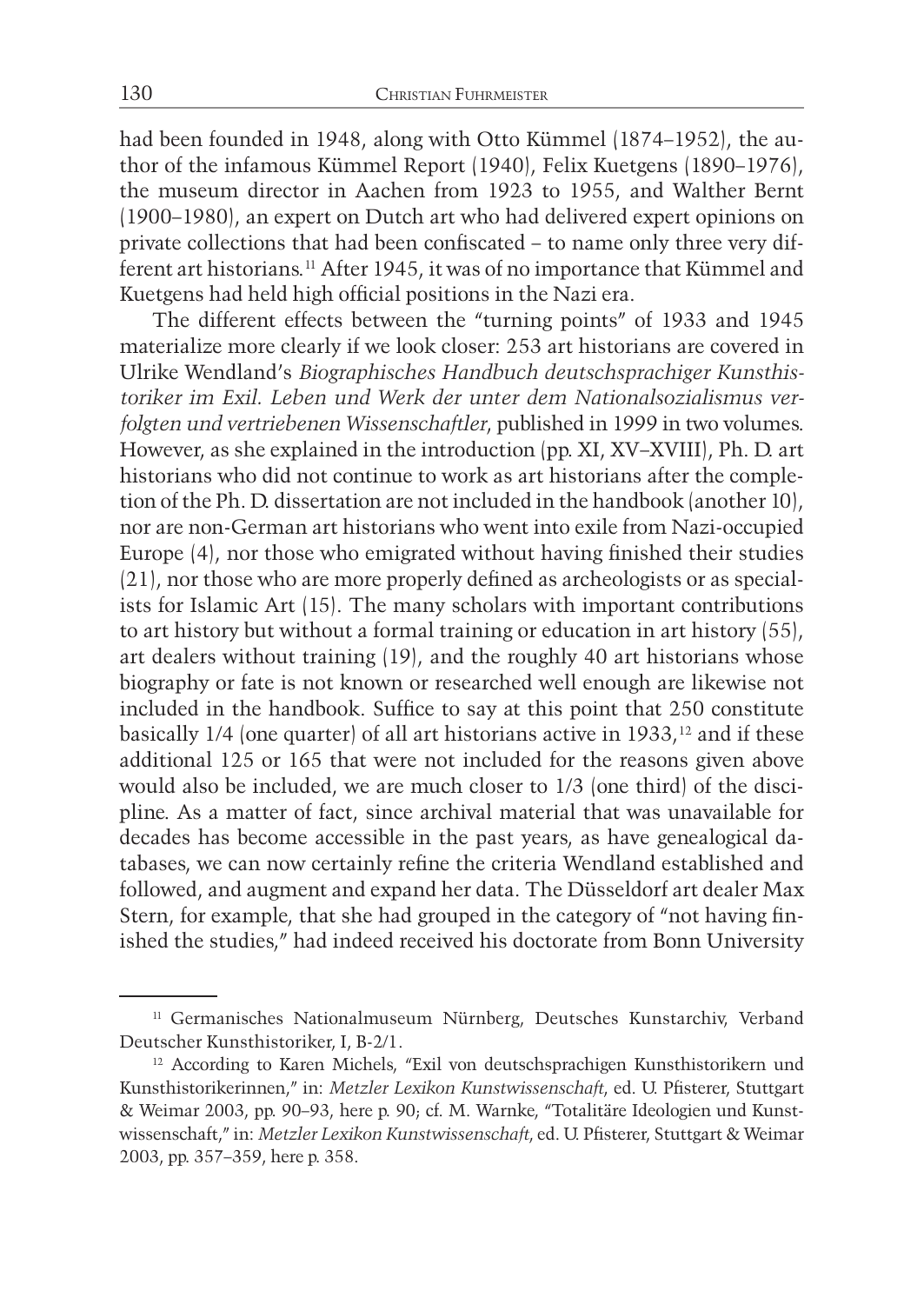had been founded in 1948, along with Otto Kümmel (1874–1952), the author of the infamous Kümmel Report (1940), Felix Kuetgens (1890–1976), the museum director in Aachen from 1923 to 1955, and Walther Bernt (1900–1980), an expert on Dutch art who had delivered expert opinions on private collections that had been confiscated – to name only three very different art historians.[11] After 1945, it was of no importance that Kümmel and Kuetgens had held high official positions in the Nazi era.

The different effects between the "turning points" of 1933 and 1945 materialize more clearly if we look closer: 253 art historians are covered in Ulrike Wendland's *Biographisches Handbuch deutschsprachiger Kunsthistoriker im Exil. Leben und Werk der unter dem Nationalsozialismus verfolgten und vertriebenen Wissenschaftler*, published in 1999 in two volumes. However, as she explained in the introduction (pp. XI, XV–XVIII), Ph. D. art historians who did not continue to work as art historians after the completion of the Ph. D. dissertation are not included in the handbook (another 10), nor are non-German art historians who went into exile from Nazi-occupied Europe (4), nor those who emigrated without having finished their studies (21), nor those who are more properly defined as archeologists or as specialists for Islamic Art (15). The many scholars with important contributions to art history but without a formal training or education in art history (55), art dealers without training (19), and the roughly 40 art historians whose biography or fate is not known or researched well enough are likewise not included in the handbook. Suffice to say at this point that 250 constitute basically 1/4 (one quarter) of all art historians active in 1933,[12] and if these additional 125 or 165 that were not included for the reasons given above would also be included, we are much closer to 1/3 (one third) of the discipline. As a matter of fact, since archival material that was unavailable for decades has become accessible in the past years, as have genealogical databases, we can now certainly refine the criteria Wendland established and followed, and augment and expand her data. The Düsseldorf art dealer Max Stern, for example, that she had grouped in the category of "not having finished the studies," had indeed received his doctorate from Bonn University

---

[11] Germanisches Nationalmuseum Nürnberg, Deutsches Kunstarchiv, Verband Deutscher Kunsthistoriker, I, B-2/1.

[12] According to Karen Michels, "Exil von deutschsprachigen Kunsthistorikern und Kunsthistorikerinnen," in: *Metzler Lexikon Kunstwissenschaft*, ed. U. Pfisterer, Stuttgart & Weimar 2003, pp. 90–93, here p. 90; cf. M. Warnke, "Totalitäre Ideologien und Kunstwissenschaft," in: *Metzler Lexikon Kunstwissenschaft*, ed. U. Pfisterer, Stuttgart & Weimar 2003, pp. 357–359, here p. 358.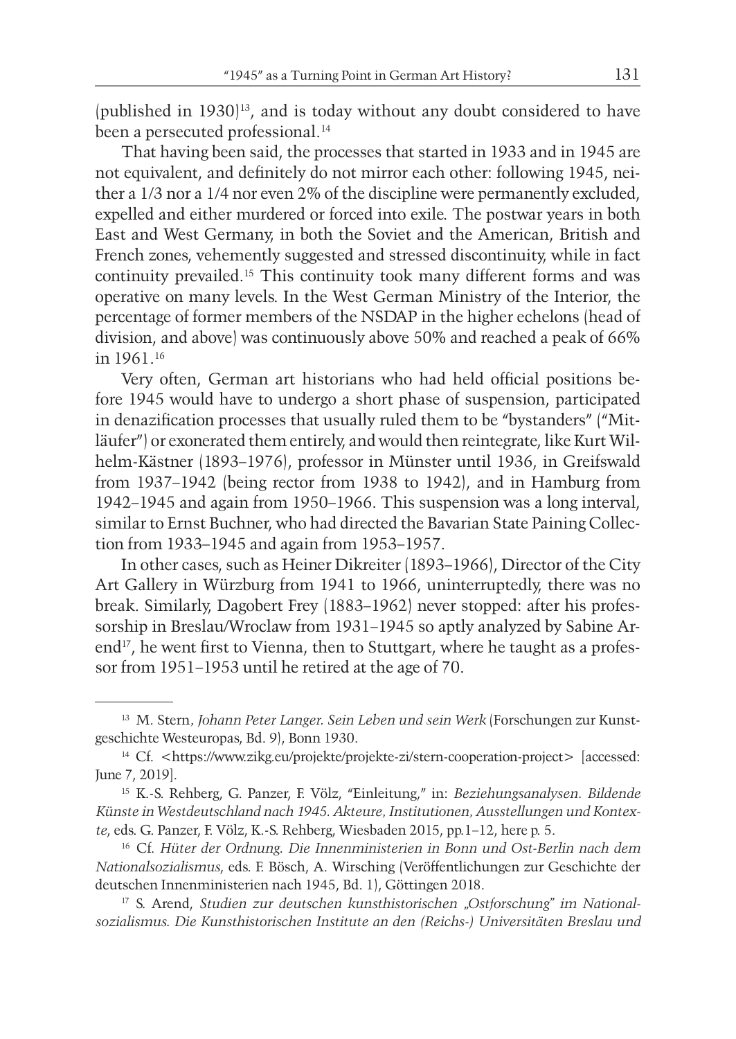(published in 1930)[13], and is today without any doubt considered to have been a persecuted professional.[14]

That having been said, the processes that started in 1933 and in 1945 are not equivalent, and definitely do not mirror each other: following 1945, neither a 1/3 nor a 1/4 nor even 2% of the discipline were permanently excluded, expelled and either murdered or forced into exile. The postwar years in both East and West Germany, in both the Soviet and the American, British and French zones, vehemently suggested and stressed discontinuity, while in fact continuity prevailed.[15] This continuity took many different forms and was operative on many levels. In the West German Ministry of the Interior, the percentage of former members of the NSDAP in the higher echelons (head of division, and above) was continuously above 50% and reached a peak of 66% in 1961.[16]

Very often, German art historians who had held official positions before 1945 would have to undergo a short phase of suspension, participated in denazification processes that usually ruled them to be "bystanders" ("Mitläufer") or exonerated them entirely, and would then reintegrate, like Kurt Wilhelm-Kästner (1893–1976), professor in Münster until 1936, in Greifswald from 1937–1942 (being rector from 1938 to 1942), and in Hamburg from 1942–1945 and again from 1950–1966. This suspension was a long interval, similar to Ernst Buchner, who had directed the Bavarian State Paining Collection from 1933–1945 and again from 1953–1957.

In other cases, such as Heiner Dikreiter (1893–1966), Director of the City Art Gallery in Würzburg from 1941 to 1966, uninterruptedly, there was no break. Similarly, Dagobert Frey (1883–1962) never stopped: after his professorship in Breslau/Wroclaw from 1931–1945 so aptly analyzed by Sabine Arend[17], he went first to Vienna, then to Stuttgart, where he taught as a professor from 1951–1953 until he retired at the age of 70.

---

[13] M. Stern, *Johann Peter Langer. Sein Leben und sein Werk* (Forschungen zur Kunstgeschichte Westeuropas, Bd. 9), Bonn 1930.

[14] Cf. <https://www.zikg.eu/projekte/projekte-zi/stern-cooperation-project> [accessed: June 7, 2019].

[15] K.-S. Rehberg, G. Panzer, F. Völz, "Einleitung," in: *Beziehungsanalysen. Bildende Künste in Westdeutschland nach 1945. Akteure, Institutionen, Ausstellungen und Kontexte*, eds. G. Panzer, F. Völz, K.-S. Rehberg, Wiesbaden 2015, pp.1–12, here p. 5.

[16] Cf. *Hüter der Ordnung. Die Innenministerien in Bonn und Ost-Berlin nach dem Nationalsozialismus*, eds. F. Bösch, A. Wirsching (Veröffentlichungen zur Geschichte der deutschen Innenministerien nach 1945, Bd. 1), Göttingen 2018.

[17] S. Arend, *Studien zur deutschen kunsthistorischen „Ostforschung" im Nationalsozialismus. Die Kunsthistorischen Institute an den (Reichs-) Universitäten Breslau und*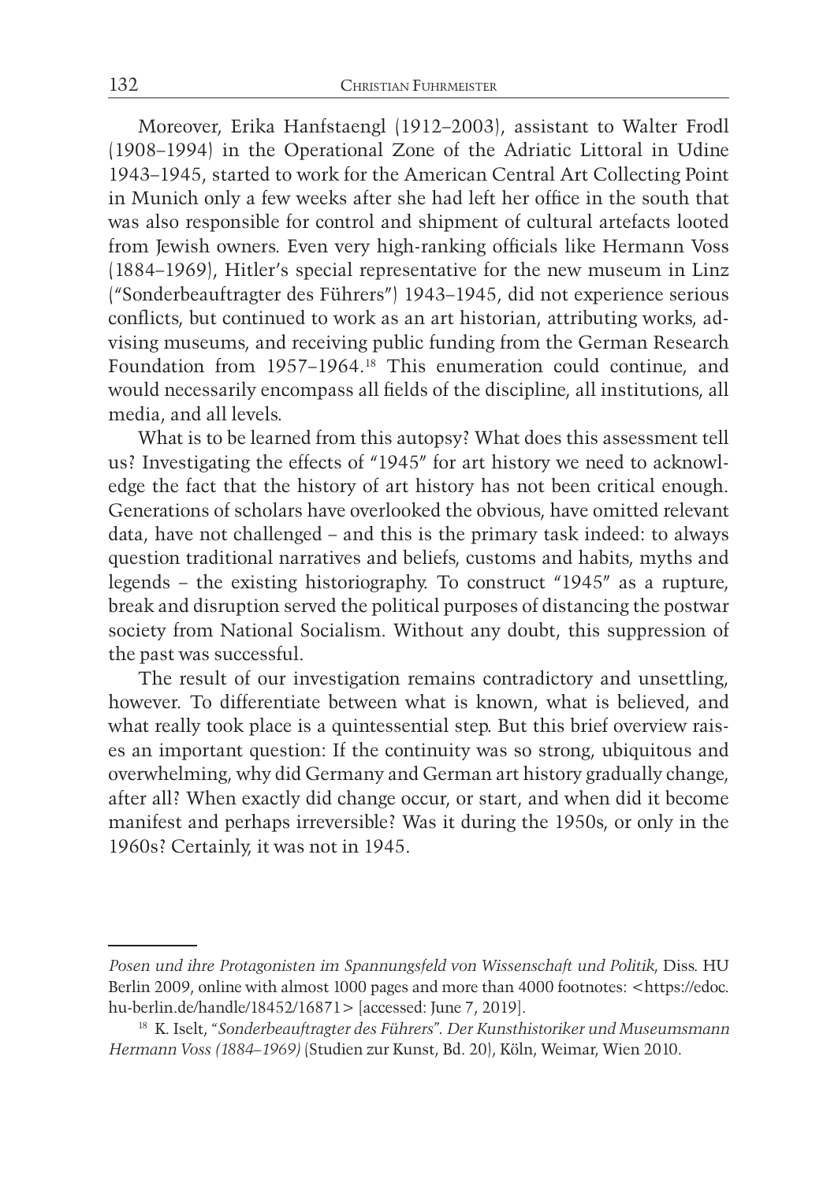Moreover, Erika Hanfstaengl (1912–2003), assistant to Walter Frodl (1908–1994) in the Operational Zone of the Adriatic Littoral in Udine 1943–1945, started to work for the American Central Art Collecting Point in Munich only a few weeks after she had left her office in the south that was also responsible for control and shipment of cultural artefacts looted from Jewish owners. Even very high-ranking officials like Hermann Voss (1884–1969), Hitler's special representative for the new museum in Linz ("Sonderbeauftragter des Führers") 1943–1945, did not experience serious conflicts, but continued to work as an art historian, attributing works, advising museums, and receiving public funding from the German Research Foundation from 1957–1964.[18] This enumeration could continue, and would necessarily encompass all fields of the discipline, all institutions, all media, and all levels.

What is to be learned from this autopsy? What does this assessment tell us? Investigating the effects of "1945" for art history we need to acknowledge the fact that the history of art history has not been critical enough. Generations of scholars have overlooked the obvious, have omitted relevant data, have not challenged – and this is the primary task indeed: to always question traditional narratives and beliefs, customs and habits, myths and legends – the existing historiography. To construct "1945" as a rupture, break and disruption served the political purposes of distancing the postwar society from National Socialism. Without any doubt, this suppression of the past was successful.

The result of our investigation remains contradictory and unsettling, however. To differentiate between what is known, what is believed, and what really took place is a quintessential step. But this brief overview raises an important question: If the continuity was so strong, ubiquitous and overwhelming, why did Germany and German art history gradually change, after all? When exactly did change occur, or start, and when did it become manifest and perhaps irreversible? Was it during the 1950s, or only in the 1960s? Certainly, it was not in 1945.

---

*Posen und ihre Protagonisten im Spannungsfeld von Wissenschaft und Politik*, Diss. HU Berlin 2009, online with almost 1000 pages and more than 4000 footnotes: <https://edoc.hu-berlin.de/handle/18452/16871> [accessed: June 7, 2019].

[18] K. Iselt, *"Sonderbeauftragter des Führers". Der Kunsthistoriker und Museumsmann Hermann Voss (1884–1969)* (Studien zur Kunst, Bd. 20), Köln, Weimar, Wien 2010.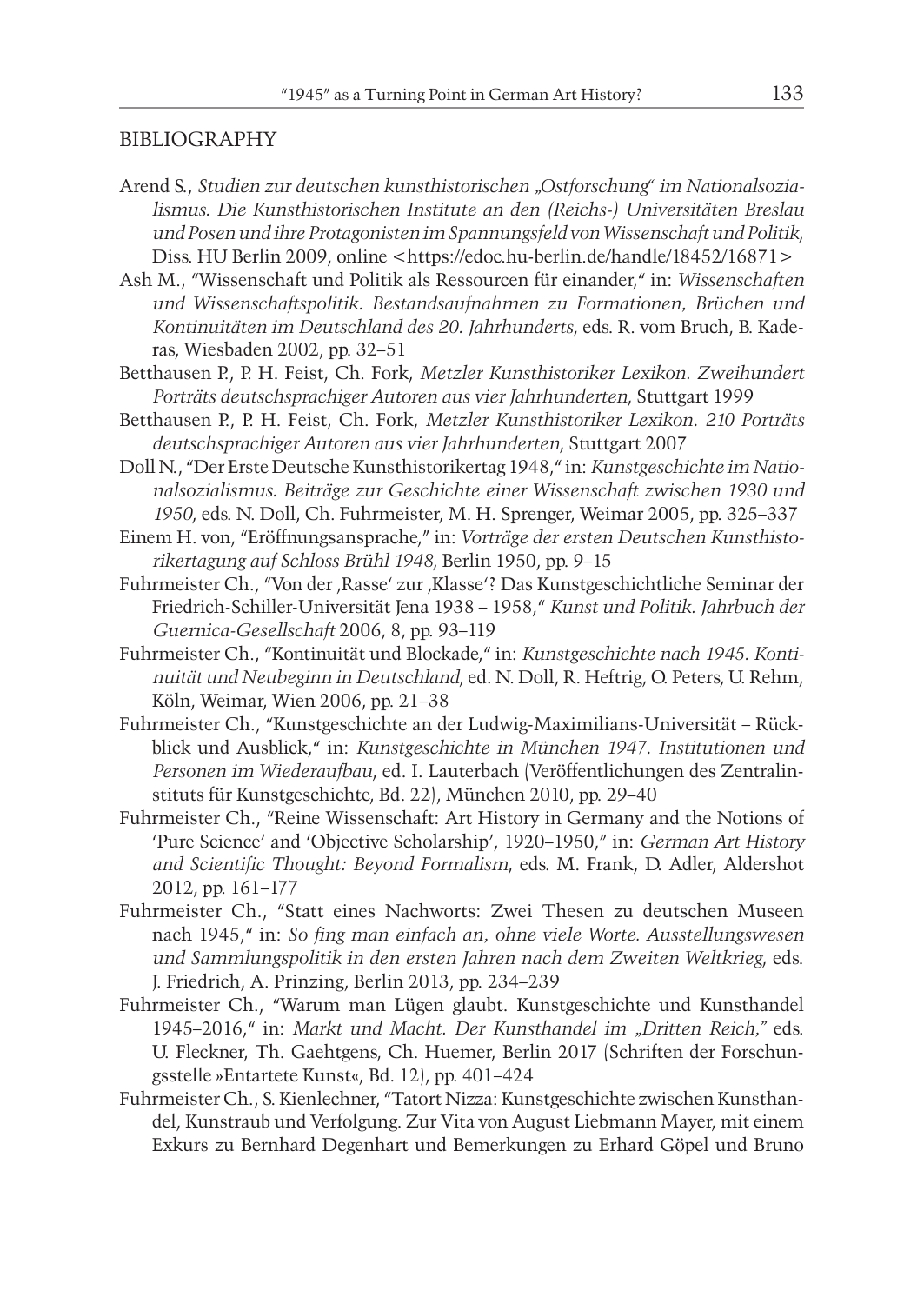## BIBLIOGRAPHY

Arend S., *Studien zur deutschen kunsthistorischen „Ostforschung" im Nationalsozialismus. Die Kunsthistorischen Institute an den (Reichs-) Universitäten Breslau und Posen und ihre Protagonisten im Spannungsfeld von Wissenschaft und Politik*, Diss. HU Berlin 2009, online <https://edoc.hu-berlin.de/handle/18452/16871>

Ash M., "Wissenschaft und Politik als Ressourcen für einander," in: *Wissenschaften und Wissenschaftspolitik. Bestandsaufnahmen zu Formationen, Brüchen und Kontinuitäten im Deutschland des 20. Jahrhunderts*, eds. R. vom Bruch, B. Kaderas, Wiesbaden 2002, pp. 32–51

Betthausen P., P. H. Feist, Ch. Fork, *Metzler Kunsthistoriker Lexikon. Zweihundert Porträts deutschsprachiger Autoren aus vier Jahrhunderten*, Stuttgart 1999

Betthausen P., P. H. Feist, Ch. Fork, *Metzler Kunsthistoriker Lexikon. 210 Porträts deutschsprachiger Autoren aus vier Jahrhunderten*, Stuttgart 2007

Doll N., "Der Erste Deutsche Kunsthistorikertag 1948," in: *Kunstgeschichte im Nationalsozialismus. Beiträge zur Geschichte einer Wissenschaft zwischen 1930 und 1950*, eds. N. Doll, Ch. Fuhrmeister, M. H. Sprenger, Weimar 2005, pp. 325–337

Einem H. von, "Eröffnungsansprache," in: *Vorträge der ersten Deutschen Kunsthistorikertagung auf Schloss Brühl 1948*, Berlin 1950, pp. 9–15

Fuhrmeister Ch., "Von der ‚Rasse' zur ‚Klasse'? Das Kunstgeschichtliche Seminar der Friedrich-Schiller-Universität Jena 1938 – 1958," *Kunst und Politik. Jahrbuch der Guernica-Gesellschaft* 2006, 8, pp. 93–119

Fuhrmeister Ch., "Kontinuität und Blockade," in: *Kunstgeschichte nach 1945. Kontinuität und Neubeginn in Deutschland*, ed. N. Doll, R. Heftrig, O. Peters, U. Rehm, Köln, Weimar, Wien 2006, pp. 21–38

Fuhrmeister Ch., "Kunstgeschichte an der Ludwig-Maximilians-Universität – Rückblick und Ausblick," in: *Kunstgeschichte in München 1947. Institutionen und Personen im Wiederaufbau*, ed. I. Lauterbach (Veröffentlichungen des Zentralinstituts für Kunstgeschichte, Bd. 22), München 2010, pp. 29–40

Fuhrmeister Ch., "Reine Wissenschaft: Art History in Germany and the Notions of 'Pure Science' and 'Objective Scholarship', 1920–1950," in: *German Art History and Scientific Thought: Beyond Formalism*, eds. M. Frank, D. Adler, Aldershot 2012, pp. 161–177

Fuhrmeister Ch., "Statt eines Nachworts: Zwei Thesen zu deutschen Museen nach 1945," in: *So fing man einfach an, ohne viele Worte. Ausstellungswesen und Sammlungspolitik in den ersten Jahren nach dem Zweiten Weltkrieg*, eds. J. Friedrich, A. Prinzing, Berlin 2013, pp. 234–239

Fuhrmeister Ch., "Warum man Lügen glaubt. Kunstgeschichte und Kunsthandel 1945–2016," in: *Markt und Macht. Der Kunsthandel im „Dritten Reich,"* eds. U. Fleckner, Th. Gaehtgens, Ch. Huemer, Berlin 2017 (Schriften der Forschungsstelle »Entartete Kunst«, Bd. 12), pp. 401–424

Fuhrmeister Ch., S. Kienlechner, "Tatort Nizza: Kunstgeschichte zwischen Kunsthandel, Kunstraub und Verfolgung. Zur Vita von August Liebmann Mayer, mit einem Exkurs zu Bernhard Degenhart und Bemerkungen zu Erhard Göpel und Bruno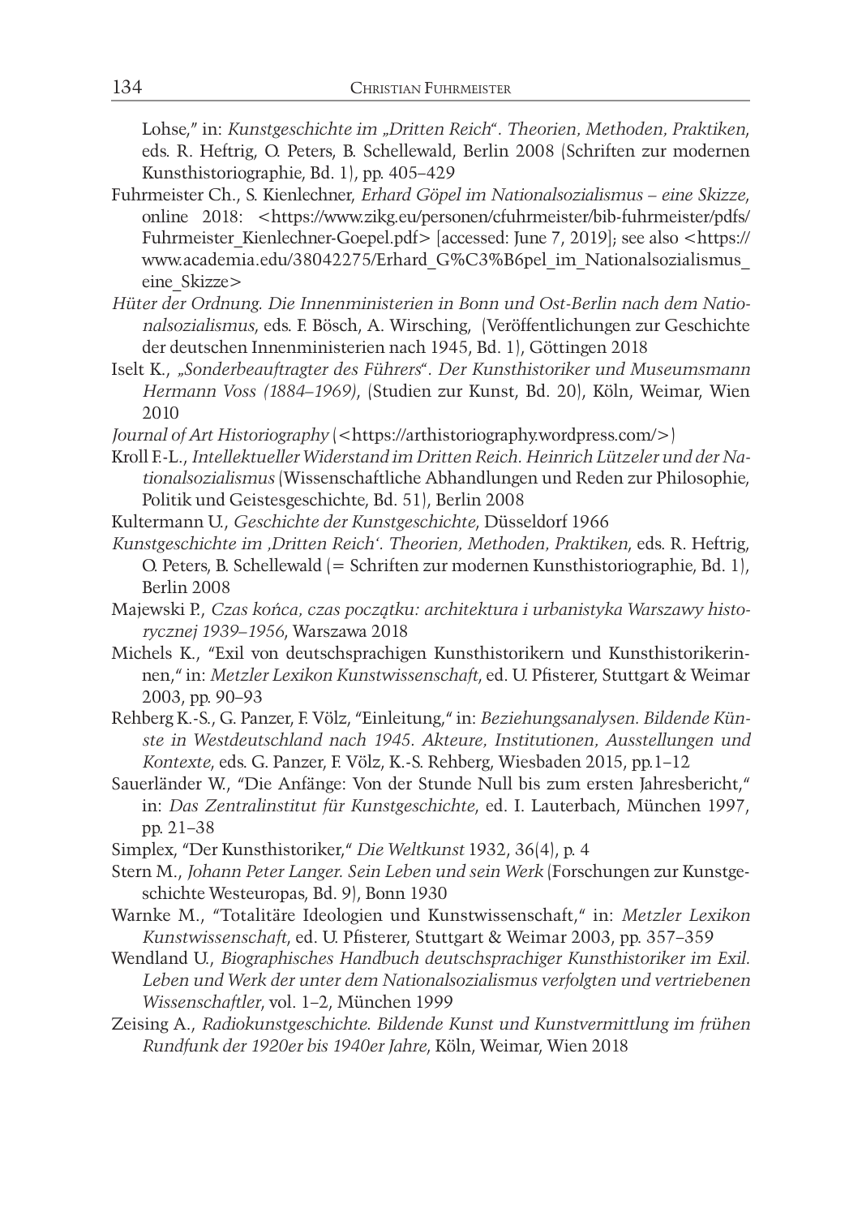Lohse," in: *Kunstgeschichte im „Dritten Reich". Theorien, Methoden, Praktiken*, eds. R. Heftrig, O. Peters, B. Schellewald, Berlin 2008 (Schriften zur modernen Kunsthistoriographie, Bd. 1), pp. 405–429

Fuhrmeister Ch., S. Kienlechner, *Erhard Göpel im Nationalsozialismus – eine Skizze*, online 2018: <https://www.zikg.eu/personen/cfuhrmeister/bib-fuhrmeister/pdfs/Fuhrmeister_Kienlechner-Goepel.pdf> [accessed: June 7, 2019]; see also <https://www.academia.edu/38042275/Erhard_G%C3%B6pel_im_Nationalsozialismus_eine_Skizze>

*Hüter der Ordnung. Die Innenministerien in Bonn und Ost-Berlin nach dem Nationalsozialismus*, eds. F. Bösch, A. Wirsching, (Veröffentlichungen zur Geschichte der deutschen Innenministerien nach 1945, Bd. 1), Göttingen 2018

Iselt K., *„Sonderbeauftragter des Führers". Der Kunsthistoriker und Museumsmann Hermann Voss (1884–1969)*, (Studien zur Kunst, Bd. 20), Köln, Weimar, Wien 2010

*Journal of Art Historiography* (<https://arthistoriography.wordpress.com/>)

Kroll F.-L., *Intellektueller Widerstand im Dritten Reich. Heinrich Lützeler und der Nationalsozialismus* (Wissenschaftliche Abhandlungen und Reden zur Philosophie, Politik und Geistesgeschichte, Bd. 51), Berlin 2008

Kultermann U., *Geschichte der Kunstgeschichte*, Düsseldorf 1966

*Kunstgeschichte im ‚Dritten Reich'. Theorien, Methoden, Praktiken*, eds. R. Heftrig, O. Peters, B. Schellewald (= Schriften zur modernen Kunsthistoriographie, Bd. 1), Berlin 2008

Majewski P., *Czas końca, czas początku: architektura i urbanistyka Warszawy historycznej 1939–1956*, Warszawa 2018

Michels K., "Exil von deutschsprachigen Kunsthistorikern und Kunsthistorikerinnen," in: *Metzler Lexikon Kunstwissenschaft*, ed. U. Pfisterer, Stuttgart & Weimar 2003, pp. 90–93

Rehberg K.-S., G. Panzer, F. Völz, "Einleitung," in: *Beziehungsanalysen. Bildende Künste in Westdeutschland nach 1945. Akteure, Institutionen, Ausstellungen und Kontexte*, eds. G. Panzer, F. Völz, K.-S. Rehberg, Wiesbaden 2015, pp.1–12

Sauerländer W., "Die Anfänge: Von der Stunde Null bis zum ersten Jahresbericht," in: *Das Zentralinstitut für Kunstgeschichte*, ed. I. Lauterbach, München 1997, pp. 21–38

Simplex, "Der Kunsthistoriker," *Die Weltkunst* 1932, 36(4), p. 4

Stern M., *Johann Peter Langer. Sein Leben und sein Werk* (Forschungen zur Kunstgeschichte Westeuropas, Bd. 9), Bonn 1930

Warnke M., "Totalitäre Ideologien und Kunstwissenschaft," in: *Metzler Lexikon Kunstwissenschaft*, ed. U. Pfisterer, Stuttgart & Weimar 2003, pp. 357–359

Wendland U., *Biographisches Handbuch deutschsprachiger Kunsthistoriker im Exil. Leben und Werk der unter dem Nationalsozialismus verfolgten und vertriebenen Wissenschaftler*, vol. 1–2, München 1999

Zeising A., *Radiokunstgeschichte. Bildende Kunst und Kunstvermittlung im frühen Rundfunk der 1920er bis 1940er Jahre*, Köln, Weimar, Wien 2018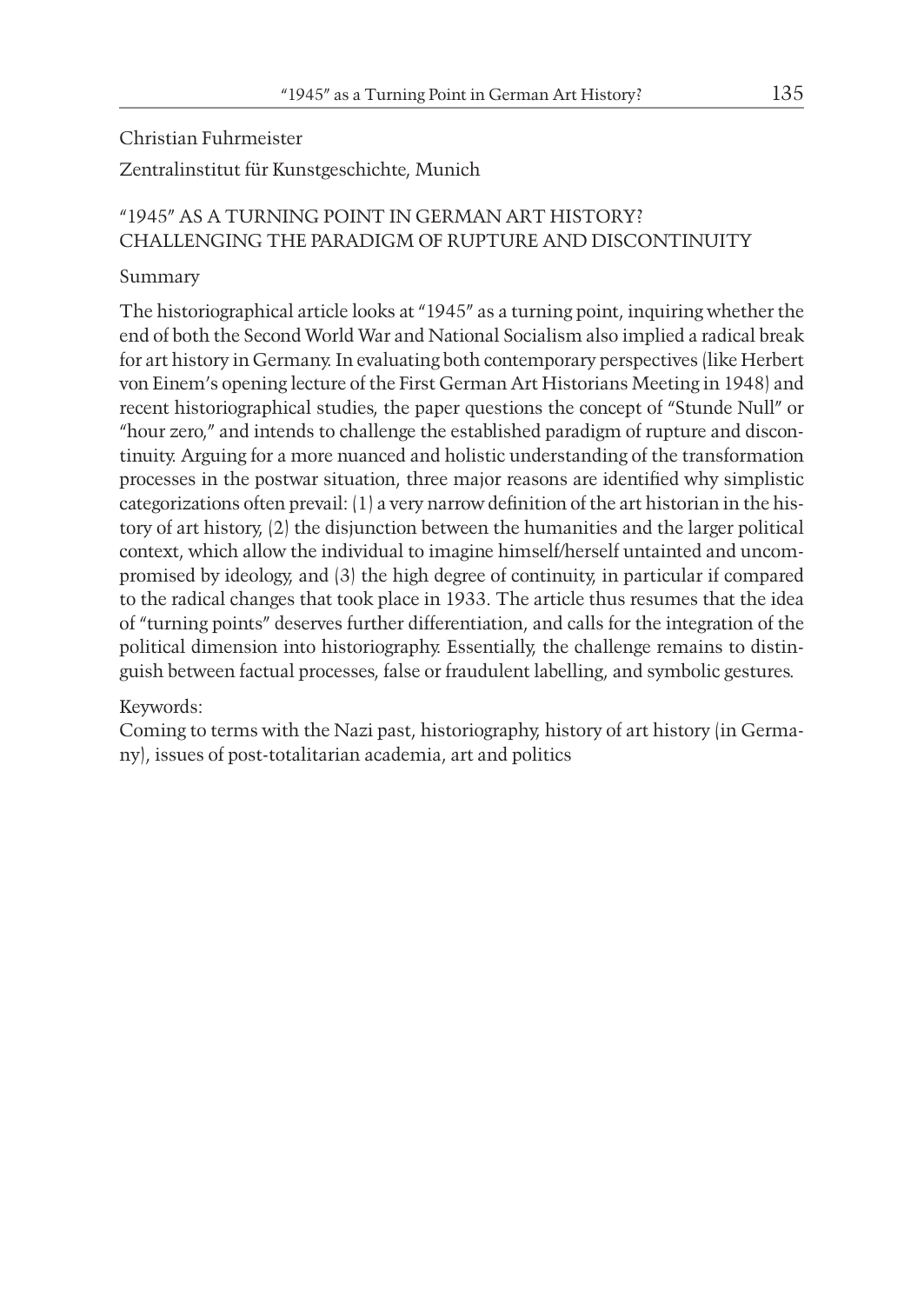Christian Fuhrmeister

Zentralinstitut für Kunstgeschichte, Munich

## "1945" AS A TURNING POINT IN GERMAN ART HISTORY? CHALLENGING THE PARADIGM OF RUPTURE AND DISCONTINUITY

Summary

The historiographical article looks at "1945" as a turning point, inquiring whether the end of both the Second World War and National Socialism also implied a radical break for art history in Germany. In evaluating both contemporary perspectives (like Herbert von Einem's opening lecture of the First German Art Historians Meeting in 1948) and recent historiographical studies, the paper questions the concept of "Stunde Null" or "hour zero," and intends to challenge the established paradigm of rupture and discontinuity. Arguing for a more nuanced and holistic understanding of the transformation processes in the postwar situation, three major reasons are identified why simplistic categorizations often prevail: (1) a very narrow definition of the art historian in the history of art history, (2) the disjunction between the humanities and the larger political context, which allow the individual to imagine himself/herself untainted and uncompromised by ideology, and (3) the high degree of continuity, in particular if compared to the radical changes that took place in 1933. The article thus resumes that the idea of "turning points" deserves further differentiation, and calls for the integration of the political dimension into historiography. Essentially, the challenge remains to distinguish between factual processes, false or fraudulent labelling, and symbolic gestures.

Keywords:
Coming to terms with the Nazi past, historiography, history of art history (in Germany), issues of post-totalitarian academia, art and politics